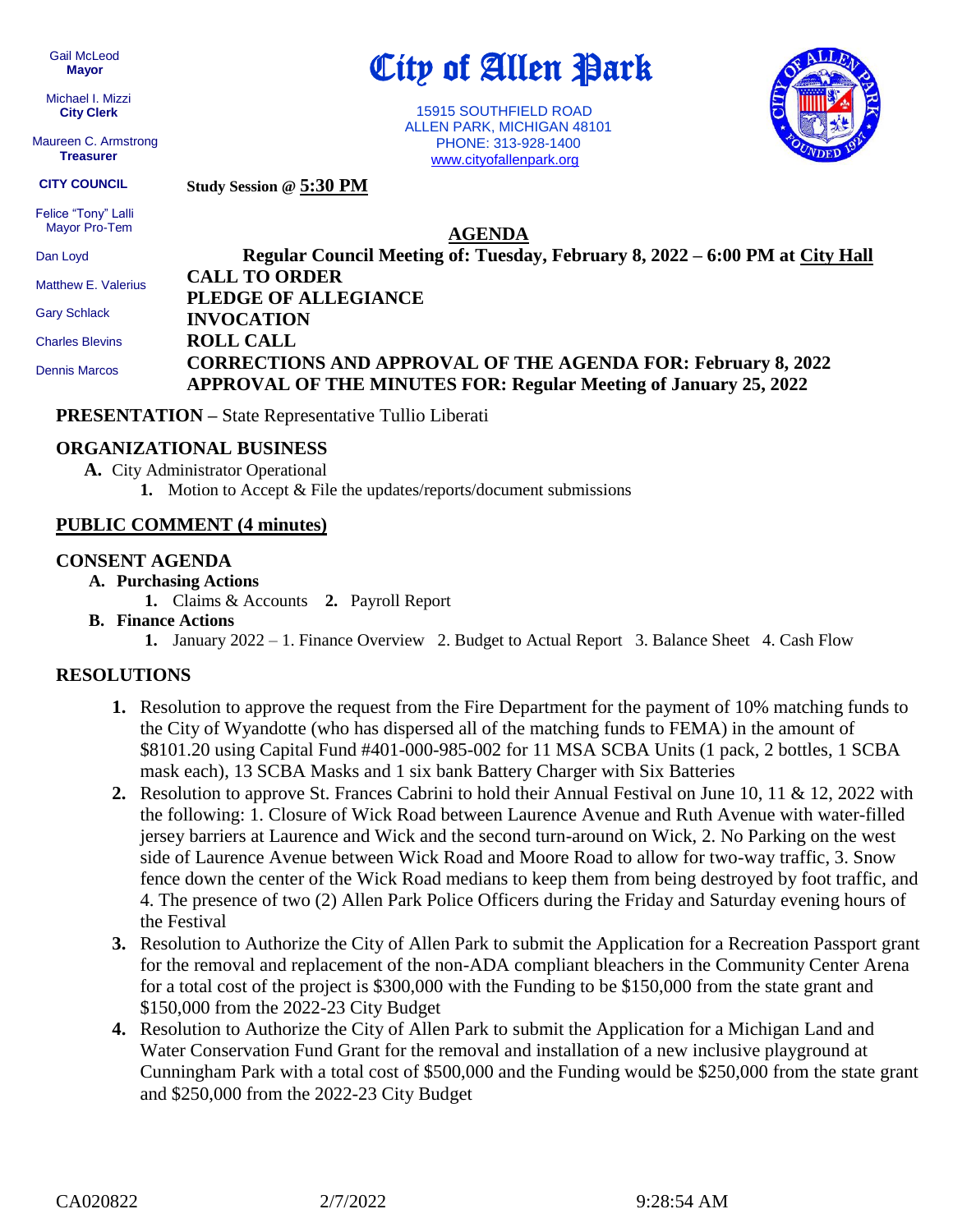Gail McLeod
**Mayor**

Michael I. Mizzi
**City Clerk**

Maureen C. Armstrong
**Treasurer**

**CITY COUNCIL**

Felice "Tony" Lalli
Mayor Pro-Tem

Dan Loyd

Matthew E. Valerius

Gary Schlack

Charles Blevins

Dennis Marcos

# City of Allen Park

15915 SOUTHFIELD ROAD
ALLEN PARK, MICHIGAN 48101
PHONE: 313-928-1400
www.cityofallenpark.org

**Study Session @ 5:30 PM**

## AGENDA

**Regular Council Meeting of: Tuesday, February 8, 2022 – 6:00 PM at City Hall**

**CALL TO ORDER**

**PLEDGE OF ALLEGIANCE**

**INVOCATION**

**ROLL CALL**

**CORRECTIONS AND APPROVAL OF THE AGENDA FOR: February 8, 2022**

**APPROVAL OF THE MINUTES FOR: Regular Meeting of January 25, 2022**

**PRESENTATION –** State Representative Tullio Liberati

### ORGANIZATIONAL BUSINESS

**A.** City Administrator Operational
  1. Motion to Accept & File the updates/reports/document submissions

### PUBLIC COMMENT (4 minutes)

### CONSENT AGENDA

**A. Purchasing Actions**
  1. Claims & Accounts  2. Payroll Report

**B. Finance Actions**
  1. January 2022 – 1. Finance Overview  2. Budget to Actual Report  3. Balance Sheet  4. Cash Flow

### RESOLUTIONS

1. Resolution to approve the request from the Fire Department for the payment of 10% matching funds to the City of Wyandotte (who has dispersed all of the matching funds to FEMA) in the amount of $8101.20 using Capital Fund #401-000-985-002 for 11 MSA SCBA Units (1 pack, 2 bottles, 1 SCBA mask each), 13 SCBA Masks and 1 six bank Battery Charger with Six Batteries
2. Resolution to approve St. Frances Cabrini to hold their Annual Festival on June 10, 11 & 12, 2022 with the following: 1. Closure of Wick Road between Laurence Avenue and Ruth Avenue with water-filled jersey barriers at Laurence and Wick and the second turn-around on Wick, 2. No Parking on the west side of Laurence Avenue between Wick Road and Moore Road to allow for two-way traffic, 3. Snow fence down the center of the Wick Road medians to keep them from being destroyed by foot traffic, and 4. The presence of two (2) Allen Park Police Officers during the Friday and Saturday evening hours of the Festival
3. Resolution to Authorize the City of Allen Park to submit the Application for a Recreation Passport grant for the removal and replacement of the non-ADA compliant bleachers in the Community Center Arena for a total cost of the project is $300,000 with the Funding to be $150,000 from the state grant and $150,000 from the 2022-23 City Budget
4. Resolution to Authorize the City of Allen Park to submit the Application for a Michigan Land and Water Conservation Fund Grant for the removal and installation of a new inclusive playground at Cunningham Park with a total cost of $500,000 and the Funding would be $250,000 from the state grant and $250,000 from the 2022-23 City Budget

CA020822    2/7/2022    9:28:54 AM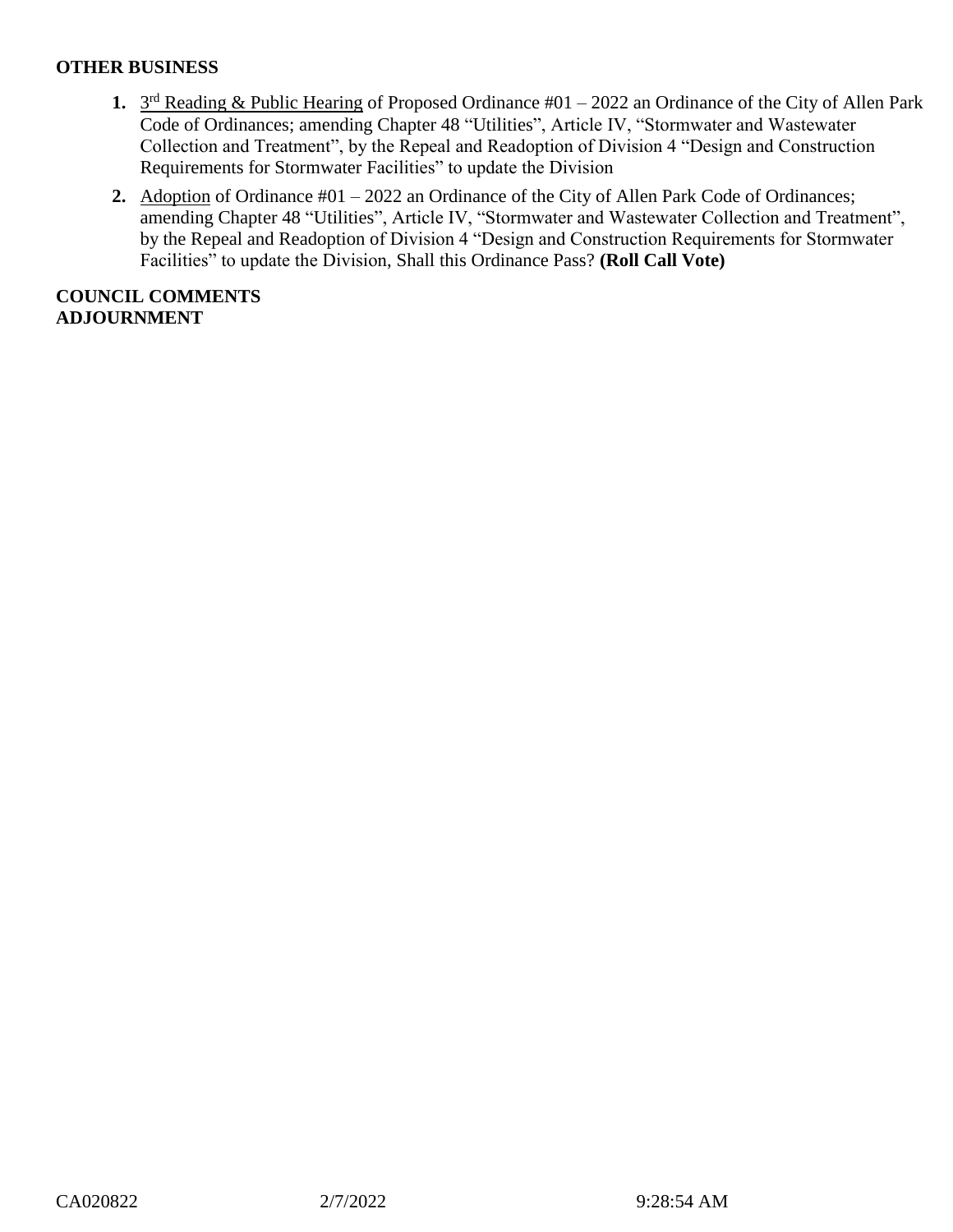**OTHER BUSINESS**

1. 3rd Reading & Public Hearing of Proposed Ordinance #01 – 2022 an Ordinance of the City of Allen Park Code of Ordinances; amending Chapter 48 "Utilities", Article IV, "Stormwater and Wastewater Collection and Treatment", by the Repeal and Readoption of Division 4 "Design and Construction Requirements for Stormwater Facilities" to update the Division
2. Adoption of Ordinance #01 – 2022 an Ordinance of the City of Allen Park Code of Ordinances; amending Chapter 48 "Utilities", Article IV, "Stormwater and Wastewater Collection and Treatment", by the Repeal and Readoption of Division 4 "Design and Construction Requirements for Stormwater Facilities" to update the Division, Shall this Ordinance Pass? **(Roll Call Vote)**

**COUNCIL COMMENTS**
**ADJOURNMENT**